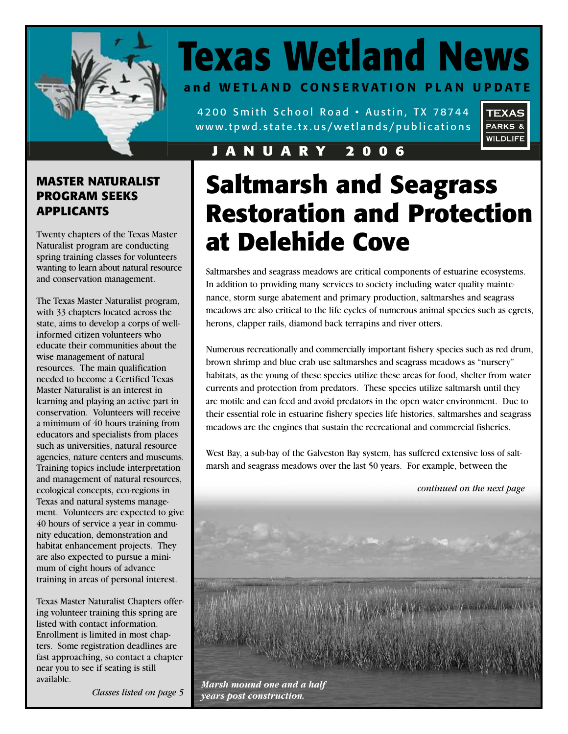# Texas Wetland News

**and WETLAND CONSERVATION PLAN UPDATE**

4200 Smith School Road • Austin, TX 78744
www.tpwd.state.tx.us/wetlands/publications

TEXAS PARKS & WILDLIFE

**JANUARY 2006**

# Saltmarsh and Seagrass Restoration and Protection at Delehide Cove

Saltmarshes and seagrass meadows are critical components of estuarine ecosystems. In addition to providing many services to society including water quality maintenance, storm surge abatement and primary production, saltmarshes and seagrass meadows are also critical to the life cycles of numerous animal species such as egrets, herons, clapper rails, diamond back terrapins and river otters.

Numerous recreationally and commercially important fishery species such as red drum, brown shrimp and blue crab use saltmarshes and seagrass meadows as "nursery" habitats, as the young of these species utilize these areas for food, shelter from water currents and protection from predators. These species utilize saltmarsh until they are motile and can feed and avoid predators in the open water environment. Due to their essential role in estuarine fishery species life histories, saltmarshes and seagrass meadows are the engines that sustain the recreational and commercial fisheries.

West Bay, a sub-bay of the Galveston Bay system, has suffered extensive loss of saltmarsh and seagrass meadows over the last 50 years. For example, between the

*continued on the next page*

*Marsh mound one and a half years post construction.*

## MASTER NATURALIST PROGRAM SEEKS APPLICANTS

Twenty chapters of the Texas Master Naturalist program are conducting spring training classes for volunteers wanting to learn about natural resource and conservation management.

The Texas Master Naturalist program, with 33 chapters located across the state, aims to develop a corps of well-informed citizen volunteers who educate their communities about the wise management of natural resources. The main qualification needed to become a Certified Texas Master Naturalist is an interest in learning and playing an active part in conservation. Volunteers will receive a minimum of 40 hours training from educators and specialists from places such as universities, natural resource agencies, nature centers and museums. Training topics include interpretation and management of natural resources, ecological concepts, eco-regions in Texas and natural systems management. Volunteers are expected to give 40 hours of service a year in community education, demonstration and habitat enhancement projects. They are also expected to pursue a minimum of eight hours of advance training in areas of personal interest.

Texas Master Naturalist Chapters offering volunteer training this spring are listed with contact information. Enrollment is limited in most chapters. Some registration deadlines are fast approaching, so contact a chapter near you to see if seating is still available.

*Classes listed on page 5*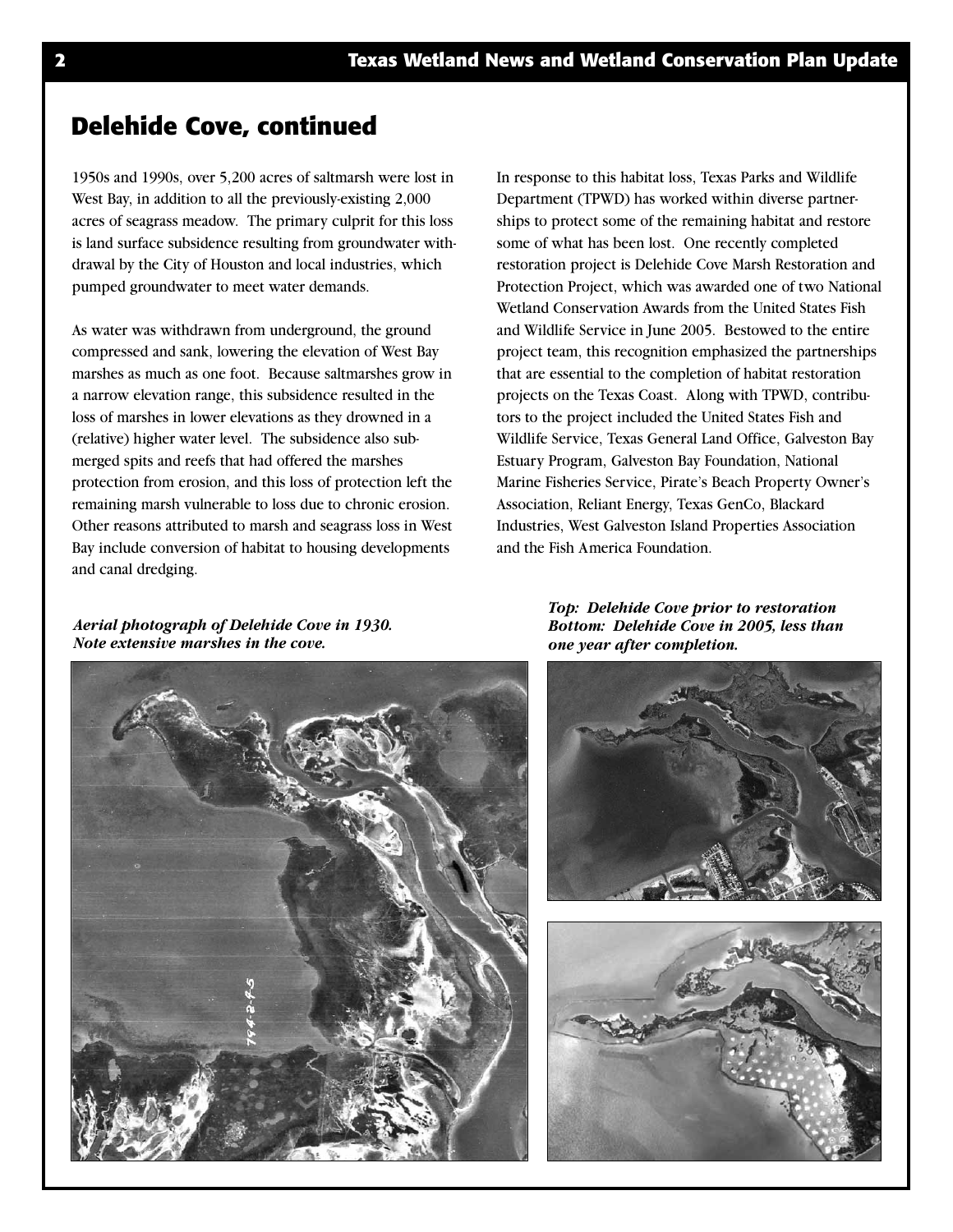## Delehide Cove, continued

1950s and 1990s, over 5,200 acres of saltmarsh were lost in West Bay, in addition to all the previously-existing 2,000 acres of seagrass meadow. The primary culprit for this loss is land surface subsidence resulting from groundwater withdrawal by the City of Houston and local industries, which pumped groundwater to meet water demands.

As water was withdrawn from underground, the ground compressed and sank, lowering the elevation of West Bay marshes as much as one foot. Because saltmarshes grow in a narrow elevation range, this subsidence resulted in the loss of marshes in lower elevations as they drowned in a (relative) higher water level. The subsidence also submerged spits and reefs that had offered the marshes protection from erosion, and this loss of protection left the remaining marsh vulnerable to loss due to chronic erosion. Other reasons attributed to marsh and seagrass loss in West Bay include conversion of habitat to housing developments and canal dredging.

In response to this habitat loss, Texas Parks and Wildlife Department (TPWD) has worked within diverse partnerships to protect some of the remaining habitat and restore some of what has been lost. One recently completed restoration project is Delehide Cove Marsh Restoration and Protection Project, which was awarded one of two National Wetland Conservation Awards from the United States Fish and Wildlife Service in June 2005. Bestowed to the entire project team, this recognition emphasized the partnerships that are essential to the completion of habitat restoration projects on the Texas Coast. Along with TPWD, contributors to the project included the United States Fish and Wildlife Service, Texas General Land Office, Galveston Bay Estuary Program, Galveston Bay Foundation, National Marine Fisheries Service, Pirate's Beach Property Owner's Association, Reliant Energy, Texas GenCo, Blackard Industries, West Galveston Island Properties Association and the Fish America Foundation.

***Aerial photograph of Delehide Cove in 1930. Note extensive marshes in the cove.***

***Top: Delehide Cove prior to restoration***
***Bottom: Delehide Cove in 2005, less than one year after completion.***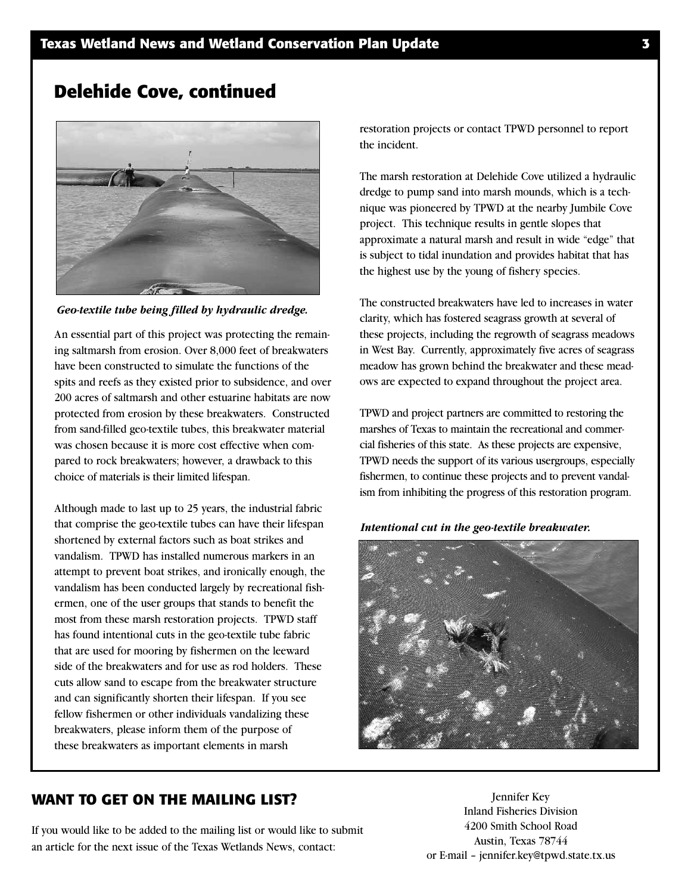## Delehide Cove, continued

*Geo-textile tube being filled by hydraulic dredge.*

An essential part of this project was protecting the remaining saltmarsh from erosion. Over 8,000 feet of breakwaters have been constructed to simulate the functions of the spits and reefs as they existed prior to subsidence, and over 200 acres of saltmarsh and other estuarine habitats are now protected from erosion by these breakwaters. Constructed from sand-filled geo-textile tubes, this breakwater material was chosen because it is more cost effective when compared to rock breakwaters; however, a drawback to this choice of materials is their limited lifespan.

Although made to last up to 25 years, the industrial fabric that comprise the geo-textile tubes can have their lifespan shortened by external factors such as boat strikes and vandalism. TPWD has installed numerous markers in an attempt to prevent boat strikes, and ironically enough, the vandalism has been conducted largely by recreational fishermen, one of the user groups that stands to benefit the most from these marsh restoration projects. TPWD staff has found intentional cuts in the geo-textile tube fabric that are used for mooring by fishermen on the leeward side of the breakwaters and for use as rod holders. These cuts allow sand to escape from the breakwater structure and can significantly shorten their lifespan. If you see fellow fishermen or other individuals vandalizing these breakwaters, please inform them of the purpose of these breakwaters as important elements in marsh restoration projects or contact TPWD personnel to report the incident.

The marsh restoration at Delehide Cove utilized a hydraulic dredge to pump sand into marsh mounds, which is a technique was pioneered by TPWD at the nearby Jumbile Cove project. This technique results in gentle slopes that approximate a natural marsh and result in wide "edge" that is subject to tidal inundation and provides habitat that has the highest use by the young of fishery species.

The constructed breakwaters have led to increases in water clarity, which has fostered seagrass growth at several of these projects, including the regrowth of seagrass meadows in West Bay. Currently, approximately five acres of seagrass meadow has grown behind the breakwater and these meadows are expected to expand throughout the project area.

TPWD and project partners are committed to restoring the marshes of Texas to maintain the recreational and commercial fisheries of this state. As these projects are expensive, TPWD needs the support of its various usergroups, especially fishermen, to continue these projects and to prevent vandalism from inhibiting the progress of this restoration program.

*Intentional cut in the geo-textile breakwater.*

## WANT TO GET ON THE MAILING LIST?

If you would like to be added to the mailing list or would like to submit an article for the next issue of the Texas Wetlands News, contact:

Jennifer Key
Inland Fisheries Division
4200 Smith School Road
Austin, Texas 78744
or E-mail – jennifer.key@tpwd.state.tx.us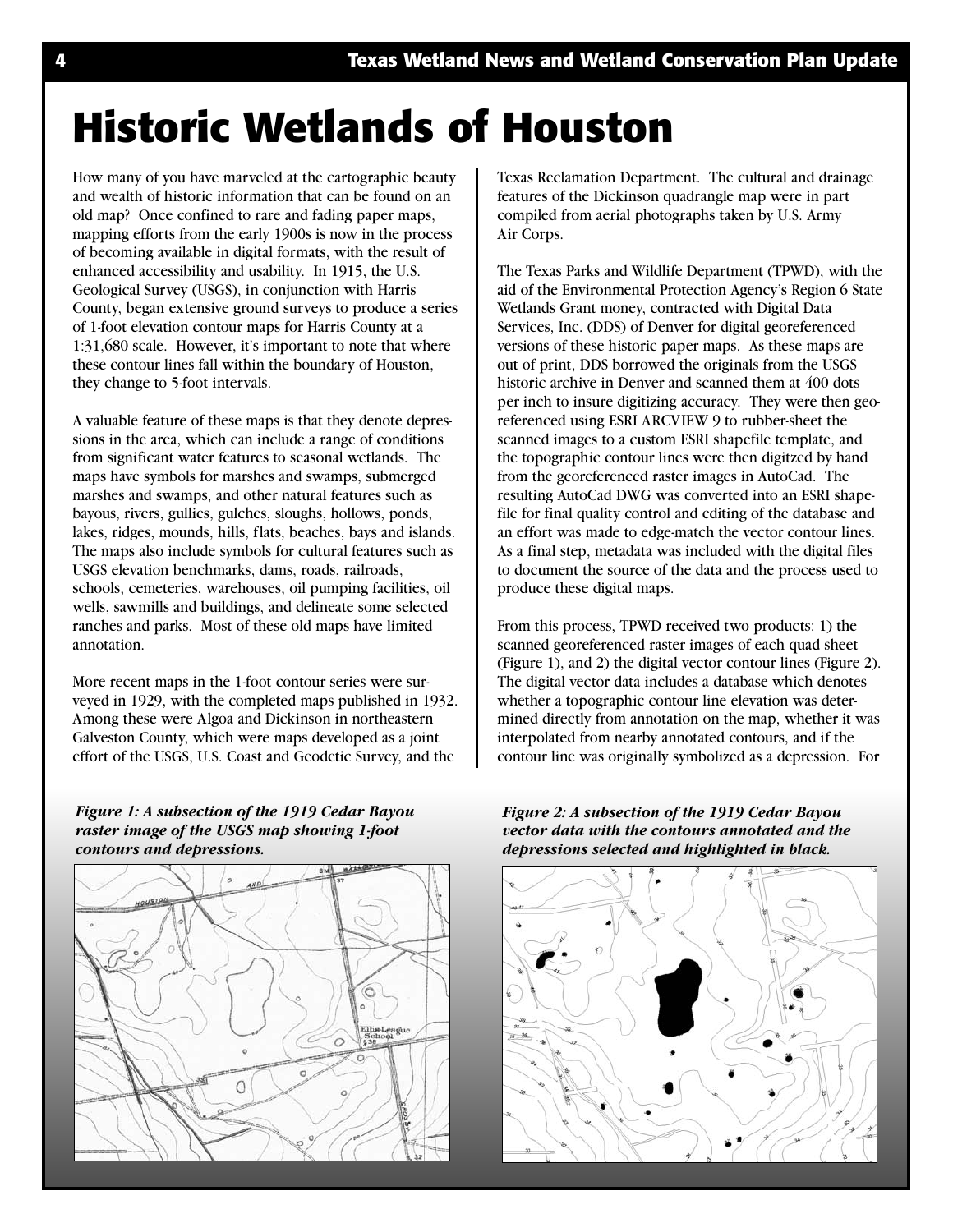# Historic Wetlands of Houston

How many of you have marveled at the cartographic beauty and wealth of historic information that can be found on an old map? Once confined to rare and fading paper maps, mapping efforts from the early 1900s is now in the process of becoming available in digital formats, with the result of enhanced accessibility and usability. In 1915, the U.S. Geological Survey (USGS), in conjunction with Harris County, began extensive ground surveys to produce a series of 1-foot elevation contour maps for Harris County at a 1:31,680 scale. However, it's important to note that where these contour lines fall within the boundary of Houston, they change to 5-foot intervals.

A valuable feature of these maps is that they denote depressions in the area, which can include a range of conditions from significant water features to seasonal wetlands. The maps have symbols for marshes and swamps, submerged marshes and swamps, and other natural features such as bayous, rivers, gullies, gulches, sloughs, hollows, ponds, lakes, ridges, mounds, hills, flats, beaches, bays and islands. The maps also include symbols for cultural features such as USGS elevation benchmarks, dams, roads, railroads, schools, cemeteries, warehouses, oil pumping facilities, oil wells, sawmills and buildings, and delineate some selected ranches and parks. Most of these old maps have limited annotation.

More recent maps in the 1-foot contour series were surveyed in 1929, with the completed maps published in 1932. Among these were Algoa and Dickinson in northeastern Galveston County, which were maps developed as a joint effort of the USGS, U.S. Coast and Geodetic Survey, and the Texas Reclamation Department. The cultural and drainage features of the Dickinson quadrangle map were in part compiled from aerial photographs taken by U.S. Army Air Corps.

The Texas Parks and Wildlife Department (TPWD), with the aid of the Environmental Protection Agency's Region 6 State Wetlands Grant money, contracted with Digital Data Services, Inc. (DDS) of Denver for digital georeferenced versions of these historic paper maps. As these maps are out of print, DDS borrowed the originals from the USGS historic archive in Denver and scanned them at 400 dots per inch to insure digitizing accuracy. They were then georeferenced using ESRI ARCVIEW 9 to rubber-sheet the scanned images to a custom ESRI shapefile template, and the topographic contour lines were then digitzed by hand from the georeferenced raster images in AutoCad. The resulting AutoCad DWG was converted into an ESRI shapefile for final quality control and editing of the database and an effort was made to edge-match the vector contour lines. As a final step, metadata was included with the digital files to document the source of the data and the process used to produce these digital maps.

From this process, TPWD received two products: 1) the scanned georeferenced raster images of each quad sheet (Figure 1), and 2) the digital vector contour lines (Figure 2). The digital vector data includes a database which denotes whether a topographic contour line elevation was determined directly from annotation on the map, whether it was interpolated from nearby annotated contours, and if the contour line was originally symbolized as a depression. For

***Figure 1: A subsection of the 1919 Cedar Bayou raster image of the USGS map showing 1-foot contours and depressions.***

***Figure 2: A subsection of the 1919 Cedar Bayou vector data with the contours annotated and the depressions selected and highlighted in black.***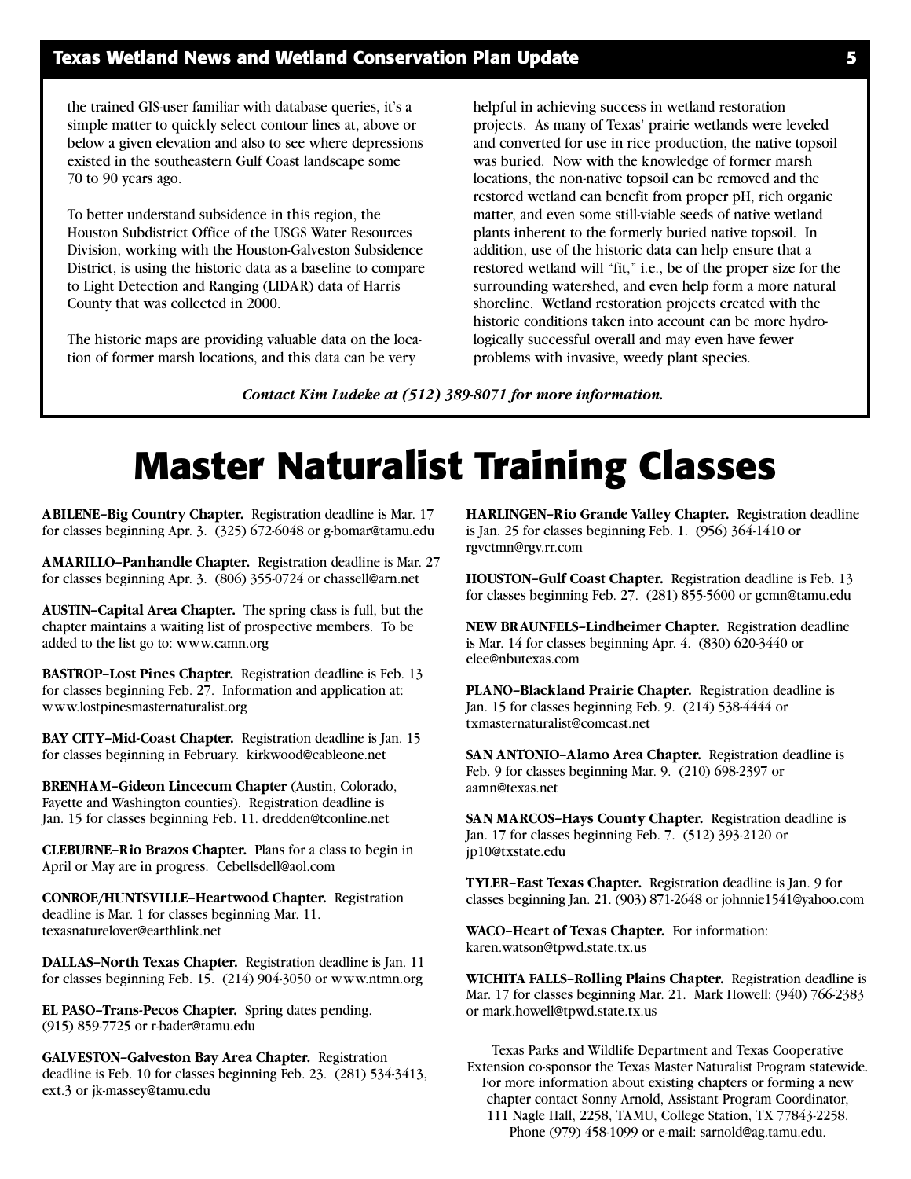the trained GIS-user familiar with database queries, it's a simple matter to quickly select contour lines at, above or below a given elevation and also to see where depressions existed in the southeastern Gulf Coast landscape some 70 to 90 years ago.

To better understand subsidence in this region, the Houston Subdistrict Office of the USGS Water Resources Division, working with the Houston-Galveston Subsidence District, is using the historic data as a baseline to compare to Light Detection and Ranging (LIDAR) data of Harris County that was collected in 2000.

The historic maps are providing valuable data on the location of former marsh locations, and this data can be very helpful in achieving success in wetland restoration projects. As many of Texas' prairie wetlands were leveled and converted for use in rice production, the native topsoil was buried. Now with the knowledge of former marsh locations, the non-native topsoil can be removed and the restored wetland can benefit from proper pH, rich organic matter, and even some still-viable seeds of native wetland plants inherent to the formerly buried native topsoil. In addition, use of the historic data can help ensure that a restored wetland will "fit," i.e., be of the proper size for the surrounding watershed, and even help form a more natural shoreline. Wetland restoration projects created with the historic conditions taken into account can be more hydrologically successful overall and may even have fewer problems with invasive, weedy plant species.

***Contact Kim Ludeke at (512) 389-8071 for more information.***

# Master Naturalist Training Classes

**ABILENE–Big Country Chapter.** Registration deadline is Mar. 17 for classes beginning Apr. 3. (325) 672-6048 or g-bomar@tamu.edu

**AMARILLO–Panhandle Chapter.** Registration deadline is Mar. 27 for classes beginning Apr. 3. (806) 355-0724 or chassell@arn.net

**AUSTIN–Capital Area Chapter.** The spring class is full, but the chapter maintains a waiting list of prospective members. To be added to the list go to: www.camn.org

**BASTROP–Lost Pines Chapter.** Registration deadline is Feb. 13 for classes beginning Feb. 27. Information and application at: www.lostpinesmasternaturalist.org

**BAY CITY–Mid-Coast Chapter.** Registration deadline is Jan. 15 for classes beginning in February. kirkwood@cableone.net

**BRENHAM–Gideon Lincecum Chapter** (Austin, Colorado, Fayette and Washington counties). Registration deadline is Jan. 15 for classes beginning Feb. 11. dredden@tconline.net

**CLEBURNE–Rio Brazos Chapter.** Plans for a class to begin in April or May are in progress. Cebellsdell@aol.com

**CONROE/HUNTSVILLE–Heartwood Chapter.** Registration deadline is Mar. 1 for classes beginning Mar. 11. texasnaturelover@earthlink.net

**DALLAS–North Texas Chapter.** Registration deadline is Jan. 11 for classes beginning Feb. 15. (214) 904-3050 or www.ntmn.org

**EL PASO–Trans-Pecos Chapter.** Spring dates pending. (915) 859-7725 or r-bader@tamu.edu

**GALVESTON–Galveston Bay Area Chapter.** Registration deadline is Feb. 10 for classes beginning Feb. 23. (281) 534-3413, ext.3 or jk-massey@tamu.edu

**HARLINGEN–Rio Grande Valley Chapter.** Registration deadline is Jan. 25 for classes beginning Feb. 1. (956) 364-1410 or rgvctmn@rgv.rr.com

**HOUSTON–Gulf Coast Chapter.** Registration deadline is Feb. 13 for classes beginning Feb. 27. (281) 855-5600 or gcmn@tamu.edu

**NEW BRAUNFELS–Lindheimer Chapter.** Registration deadline is Mar. 14 for classes beginning Apr. 4. (830) 620-3440 or elee@nbutexas.com

**PLANO–Blackland Prairie Chapter.** Registration deadline is Jan. 15 for classes beginning Feb. 9. (214) 538-4444 or txmasternaturalist@comcast.net

**SAN ANTONIO–Alamo Area Chapter.** Registration deadline is Feb. 9 for classes beginning Mar. 9. (210) 698-2397 or aamn@texas.net

**SAN MARCOS–Hays County Chapter.** Registration deadline is Jan. 17 for classes beginning Feb. 7. (512) 393-2120 or jp10@txstate.edu

**TYLER–East Texas Chapter.** Registration deadline is Jan. 9 for classes beginning Jan. 21. (903) 871-2648 or johnnie1541@yahoo.com

**WACO–Heart of Texas Chapter.** For information: karen.watson@tpwd.state.tx.us

**WICHITA FALLS–Rolling Plains Chapter.** Registration deadline is Mar. 17 for classes beginning Mar. 21. Mark Howell: (940) 766-2383 or mark.howell@tpwd.state.tx.us

Texas Parks and Wildlife Department and Texas Cooperative Extension co-sponsor the Texas Master Naturalist Program statewide. For more information about existing chapters or forming a new chapter contact Sonny Arnold, Assistant Program Coordinator, 111 Nagle Hall, 2258, TAMU, College Station, TX 77843-2258. Phone (979) 458-1099 or e-mail: sarnold@ag.tamu.edu.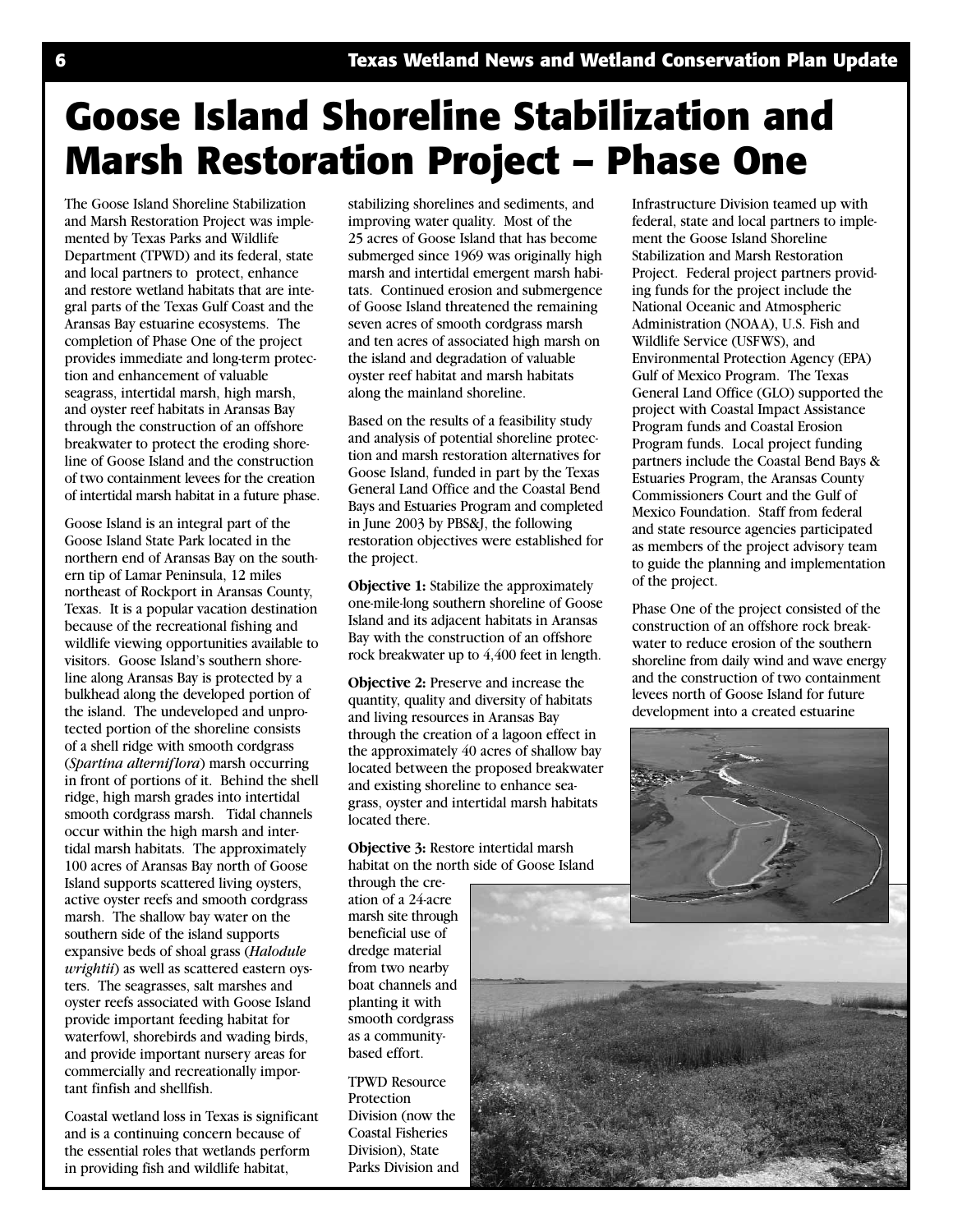# Goose Island Shoreline Stabilization and Marsh Restoration Project – Phase One

The Goose Island Shoreline Stabilization and Marsh Restoration Project was implemented by Texas Parks and Wildlife Department (TPWD) and its federal, state and local partners to protect, enhance and restore wetland habitats that are integral parts of the Texas Gulf Coast and the Aransas Bay estuarine ecosystems. The completion of Phase One of the project provides immediate and long-term protection and enhancement of valuable seagrass, intertidal marsh, high marsh, and oyster reef habitats in Aransas Bay through the construction of an offshore breakwater to protect the eroding shoreline of Goose Island and the construction of two containment levees for the creation of intertidal marsh habitat in a future phase.

Goose Island is an integral part of the Goose Island State Park located in the northern end of Aransas Bay on the southern tip of Lamar Peninsula, 12 miles northeast of Rockport in Aransas County, Texas. It is a popular vacation destination because of the recreational fishing and wildlife viewing opportunities available to visitors. Goose Island's southern shoreline along Aransas Bay is protected by a bulkhead along the developed portion of the island. The undeveloped and unprotected portion of the shoreline consists of a shell ridge with smooth cordgrass (*Spartina alterniflora*) marsh occurring in front of portions of it. Behind the shell ridge, high marsh grades into intertidal smooth cordgrass marsh. Tidal channels occur within the high marsh and intertidal marsh habitats. The approximately 100 acres of Aransas Bay north of Goose Island supports scattered living oysters, active oyster reefs and smooth cordgrass marsh. The shallow bay water on the southern side of the island supports expansive beds of shoal grass (*Halodule wrightii*) as well as scattered eastern oysters. The seagrasses, salt marshes and oyster reefs associated with Goose Island provide important feeding habitat for waterfowl, shorebirds and wading birds, and provide important nursery areas for commercially and recreationally important finfish and shellfish.

Coastal wetland loss in Texas is significant and is a continuing concern because of the essential roles that wetlands perform in providing fish and wildlife habitat, stabilizing shorelines and sediments, and improving water quality. Most of the 25 acres of Goose Island that has become submerged since 1969 was originally high marsh and intertidal emergent marsh habitats. Continued erosion and submergence of Goose Island threatened the remaining seven acres of smooth cordgrass marsh and ten acres of associated high marsh on the island and degradation of valuable oyster reef habitat and marsh habitats along the mainland shoreline.

Based on the results of a feasibility study and analysis of potential shoreline protection and marsh restoration alternatives for Goose Island, funded in part by the Texas General Land Office and the Coastal Bend Bays and Estuaries Program and completed in June 2003 by PBS&J, the following restoration objectives were established for the project.

**Objective 1:** Stabilize the approximately one-mile-long southern shoreline of Goose Island and its adjacent habitats in Aransas Bay with the construction of an offshore rock breakwater up to 4,400 feet in length.

**Objective 2:** Preserve and increase the quantity, quality and diversity of habitats and living resources in Aransas Bay through the creation of a lagoon effect in the approximately 40 acres of shallow bay located between the proposed breakwater and existing shoreline to enhance seagrass, oyster and intertidal marsh habitats located there.

**Objective 3:** Restore intertidal marsh habitat on the north side of Goose Island through the creation of a 24-acre marsh site through beneficial use of dredge material from two nearby boat channels and planting it with smooth cordgrass as a community-based effort.

TPWD Resource Protection Division (now the Coastal Fisheries Division), State Parks Division and Infrastructure Division teamed up with federal, state and local partners to implement the Goose Island Shoreline Stabilization and Marsh Restoration Project. Federal project partners providing funds for the project include the National Oceanic and Atmospheric Administration (NOAA), U.S. Fish and Wildlife Service (USFWS), and Environmental Protection Agency (EPA) Gulf of Mexico Program. The Texas General Land Office (GLO) supported the project with Coastal Impact Assistance Program funds and Coastal Erosion Program funds. Local project funding partners include the Coastal Bend Bays & Estuaries Program, the Aransas County Commissioners Court and the Gulf of Mexico Foundation. Staff from federal and state resource agencies participated as members of the project advisory team to guide the planning and implementation of the project.

Phase One of the project consisted of the construction of an offshore rock breakwater to reduce erosion of the southern shoreline from daily wind and wave energy and the construction of two containment levees north of Goose Island for future development into a created estuarine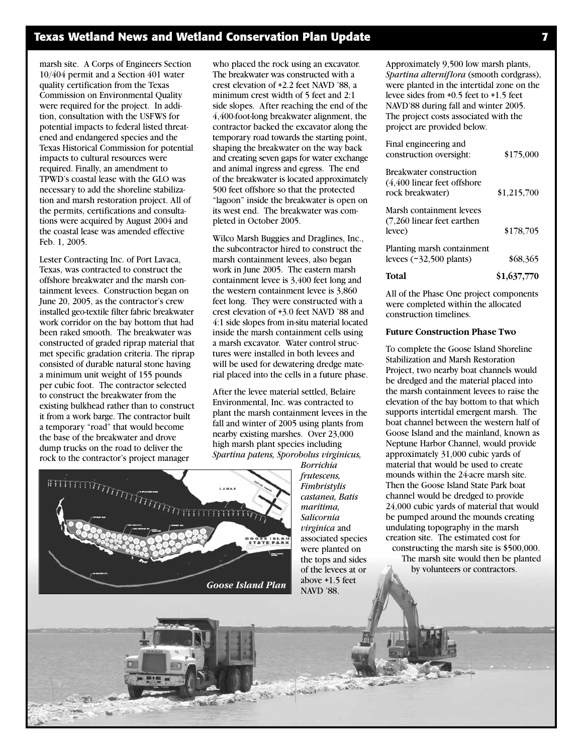marsh site. A Corps of Engineers Section 10/404 permit and a Section 401 water quality certification from the Texas Commission on Environmental Quality were required for the project. In addition, consultation with the USFWS for potential impacts to federal listed threatened and endangered species and the Texas Historical Commission for potential impacts to cultural resources were required. Finally, an amendment to TPWD's coastal lease with the GLO was necessary to add the shoreline stabilization and marsh restoration project. All of the permits, certifications and consultations were acquired by August 2004 and the coastal lease was amended effective Feb. 1, 2005.

Lester Contracting Inc. of Port Lavaca, Texas, was contracted to construct the offshore breakwater and the marsh containment levees. Construction began on June 20, 2005, as the contractor's crew installed geo-textile filter fabric breakwater work corridor on the bay bottom that had been raked smooth. The breakwater was constructed of graded riprap material that met specific gradation criteria. The riprap consisted of durable natural stone having a minimum unit weight of 155 pounds per cubic foot. The contractor selected to construct the breakwater from the existing bulkhead rather than to construct it from a work barge. The contractor built a temporary "road" that would become the base of the breakwater and drove dump trucks on the road to deliver the rock to the contractor's project manager who placed the rock using an excavator. The breakwater was constructed with a crest elevation of +2.2 feet NAVD '88, a minimum crest width of 5 feet and 2:1 side slopes. After reaching the end of the 4,400-foot-long breakwater alignment, the contractor backed the excavator along the temporary road towards the starting point, shaping the breakwater on the way back and creating seven gaps for water exchange and animal ingress and egress. The end of the breakwater is located approximately 500 feet offshore so that the protected "lagoon" inside the breakwater is open on its west end. The breakwater was completed in October 2005.

Wilco Marsh Buggies and Draglines, Inc., the subcontractor hired to construct the marsh containment levees, also began work in June 2005. The eastern marsh containment levee is 3,400 feet long and the western containment levee is 3,860 feet long. They were constructed with a crest elevation of +3.0 feet NAVD '88 and 4:1 side slopes from in-situ material located inside the marsh containment cells using a marsh excavator. Water control structures were installed in both levees and will be used for dewatering dredge material placed into the cells in a future phase.

After the levee material settled, Belaire Environmental, Inc. was contracted to plant the marsh containment levees in the fall and winter of 2005 using plants from nearby existing marshes. Over 23,000 high marsh plant species including *Spartina patens, Sporobolus virginicus, Borrichia frutescens, Fimbristylis castanea, Batis maritima, Salicornia virginica* and associated species were planted on the tops and sides of the levees at or above +1.5 feet NAVD '88.

*Goose Island Plan*

Approximately 9,500 low marsh plants, *Spartina alterniflora* (smooth cordgrass), were planted in the intertidal zone on the levee sides from +0.5 feet to +1.5 feet NAVD'88 during fall and winter 2005. The project costs associated with the project are provided below.

| Item | Cost |
|---|---|
| Final engineering and construction oversight: | $175,000 |
| Breakwater construction (4,400 linear feet offshore rock breakwater) | $1,215,700 |
| Marsh containment levees (7,260 linear feet earthen levee) | $178,705 |
| Planting marsh containment levees (~32,500 plants) | $68,365 |
| **Total** | **$1,637,770** |

All of the Phase One project components were completed within the allocated construction timelines.

**Future Construction Phase Two**

To complete the Goose Island Shoreline Stabilization and Marsh Restoration Project, two nearby boat channels would be dredged and the material placed into the marsh containment levees to raise the elevation of the bay bottom to that which supports intertidal emergent marsh. The boat channel between the western half of Goose Island and the mainland, known as Neptune Harbor Channel, would provide approximately 31,000 cubic yards of material that would be used to create mounds within the 24-acre marsh site. Then the Goose Island State Park boat channel would be dredged to provide 24,000 cubic yards of material that would be pumped around the mounds creating undulating topography in the marsh creation site. The estimated cost for constructing the marsh site is $500,000. The marsh site would then be planted by volunteers or contractors.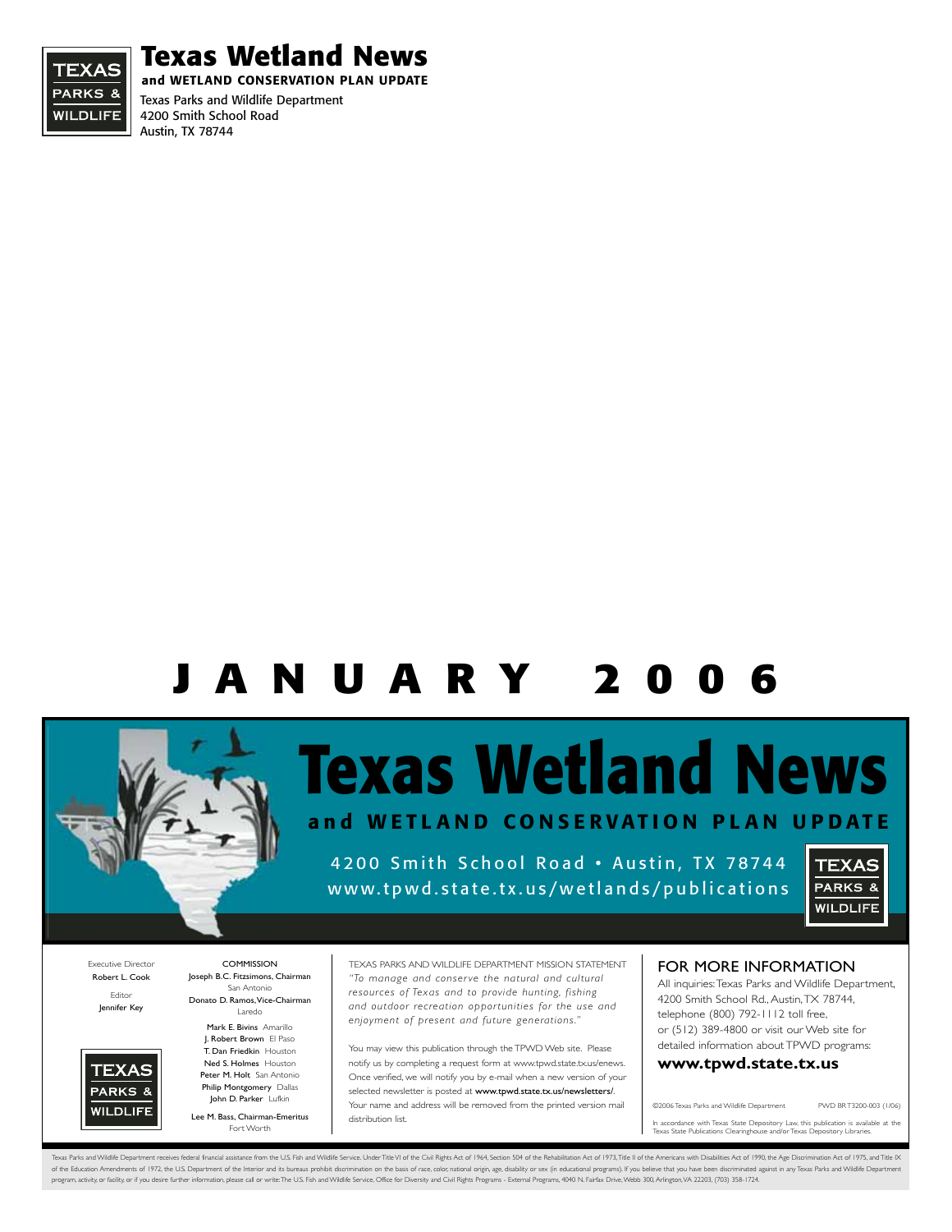# Texas Wetland News

**and WETLAND CONSERVATION PLAN UPDATE**

Texas Parks and Wildlife Department
4200 Smith School Road
Austin, TX 78744

# J A N U A R Y 2 0 0 6

# Texas Wetland News

**and WETLAND CONSERVATION PLAN UPDATE**

4200 Smith School Road • Austin, TX 78744
www.tpwd.state.tx.us/wetlands/publications

Executive Director
Robert L. Cook

Editor
Jennifer Key

COMMISSION

Joseph B.C. Fitzsimons, Chairman
San Antonio

Donato D. Ramos, Vice-Chairman
Laredo

Mark E. Bivins Amarillo
J. Robert Brown El Paso
T. Dan Friedkin Houston
Ned S. Holmes Houston
Peter M. Holt San Antonio
Philip Montgomery Dallas
John D. Parker Lufkin

Lee M. Bass, Chairman-Emeritus
Fort Worth

TEXAS PARKS AND WILDLIFE DEPARTMENT MISSION STATEMENT

*"To manage and conserve the natural and cultural resources of Texas and to provide hunting, fishing and outdoor recreation opportunities for the use and enjoyment of present and future generations."*

You may view this publication through the TPWD Web site. Please notify us by completing a request form at www.tpwd.state.tx.us/enews. Once verified, we will notify you by e-mail when a new version of your selected newsletter is posted at **www.tpwd.state.tx.us/newsletters/**. Your name and address will be removed from the printed version mail distribution list.

## FOR MORE INFORMATION

All inquiries: Texas Parks and Wildlife Department, 4200 Smith School Rd., Austin, TX 78744, telephone (800) 792-1112 toll free, or (512) 389-4800 or visit our Web site for detailed information about TPWD programs:

**www.tpwd.state.tx.us**

©2006 Texas Parks and Wildlife Department PWD BR T3200-003 (1/06)

In accordance with Texas State Depository Law, this publication is available at the Texas State Publications Clearinghouse and/or Texas Depository Libraries.

Texas Parks and Wildlife Department receives federal financial assistance from the U.S. Fish and Wildlife Service. Under Title VI of the Civil Rights Act of 1964, Section 504 of the Rehabilitation Act of 1973, Title II of the Americans with Disabilities Act of 1990, the Age Discrimination Act of 1975, and Title IX of the Education Amendments of 1972, the U.S. Department of the Interior and its bureaus prohibit discrimination on the basis of race, color, national origin, age, disability or sex (in educational programs). If you believe that you have been discriminated against in any Texas Parks and Wildlife Department program, activity, or facility, or if you desire further information, please call or write: The U.S. Fish and Wildlife Service, Office for Diversity and Civil Rights Programs - External Programs, 4040 N. Fairfax Drive, Webb 300, Arlington, VA 22203, (703) 358-1724.